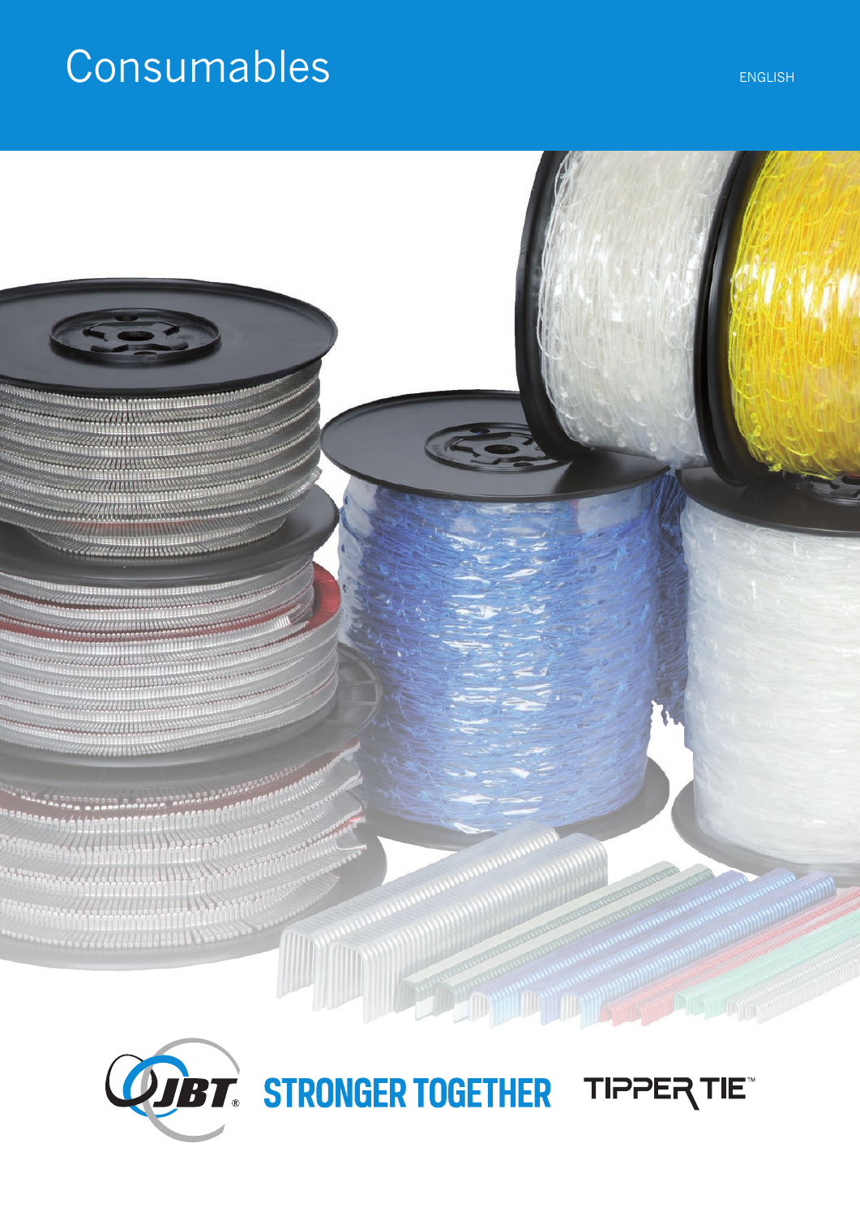# Consumables

ENGLISH

JBT® STRONGER TOGETHER TIPPER TIE™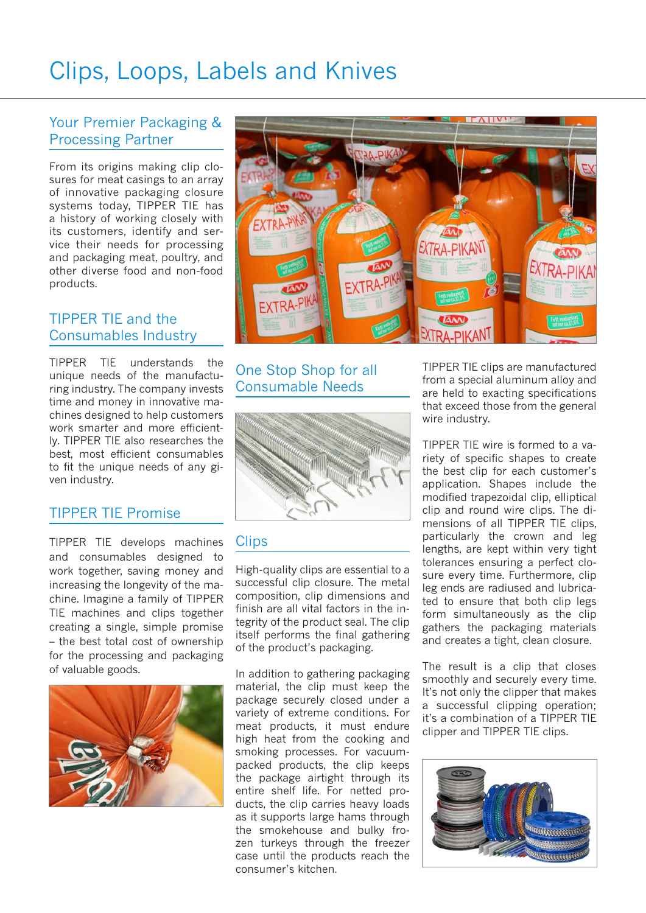# Clips, Loops, Labels and Knives

## Your Premier Packaging & Processing Partner

From its origins making clip closures for meat casings to an array of innovative packaging closure systems today, TIPPER TIE has a history of working closely with its customers, identify and service their needs for processing and packaging meat, poultry, and other diverse food and non-food products.

## TIPPER TIE and the Consumables Industry

TIPPER TIE understands the unique needs of the manufacturing industry. The company invests time and money in innovative machines designed to help customers work smarter and more efficiently. TIPPER TIE also researches the best, most efficient consumables to fit the unique needs of any given industry.

## TIPPER TIE Promise

TIPPER TIE develops machines and consumables designed to work together, saving money and increasing the longevity of the machine. Imagine a family of TIPPER TIE machines and clips together creating a single, simple promise – the best total cost of ownership for the processing and packaging of valuable goods.

## One Stop Shop for all Consumable Needs

## Clips

High-quality clips are essential to a successful clip closure. The metal composition, clip dimensions and finish are all vital factors in the integrity of the product seal. The clip itself performs the final gathering of the product's packaging.

In addition to gathering packaging material, the clip must keep the package securely closed under a variety of extreme conditions. For meat products, it must endure high heat from the cooking and smoking processes. For vacuum-packed products, the clip keeps the package airtight through its entire shelf life. For netted products, the clip carries heavy loads as it supports large hams through the smokehouse and bulky frozen turkeys through the freezer case until the products reach the consumer's kitchen.

TIPPER TIE clips are manufactured from a special aluminum alloy and are held to exacting specifications that exceed those from the general wire industry.

TIPPER TIE wire is formed to a variety of specific shapes to create the best clip for each customer's application. Shapes include the modified trapezoidal clip, elliptical clip and round wire clips. The dimensions of all TIPPER TIE clips, particularly the crown and leg lengths, are kept within very tight tolerances ensuring a perfect closure every time. Furthermore, clip leg ends are radiused and lubricated to ensure that both clip legs form simultaneously as the clip gathers the packaging materials and creates a tight, clean closure.

The result is a clip that closes smoothly and securely every time. It's not only the clipper that makes a successful clipping operation; it's a combination of a TIPPER TIE clipper and TIPPER TIE clips.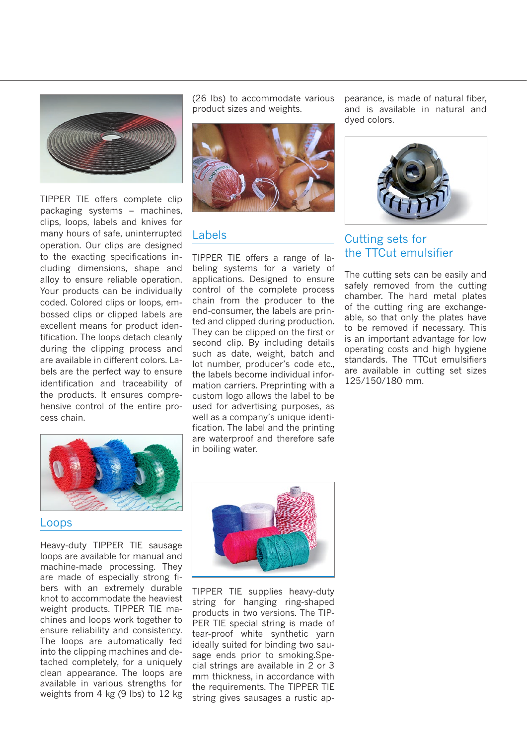TIPPER TIE offers complete clip packaging systems – machines, clips, loops, labels and knives for many hours of safe, uninterrupted operation. Our clips are designed to the exacting specifications including dimensions, shape and alloy to ensure reliable operation. Your products can be individually coded. Colored clips or loops, embossed clips or clipped labels are excellent means for product identification. The loops detach cleanly during the clipping process and are available in different colors. Labels are the perfect way to ensure identification and traceability of the products. It ensures comprehensive control of the entire process chain.

## Loops

Heavy-duty TIPPER TIE sausage loops are available for manual and machine-made processing. They are made of especially strong fibers with an extremely durable knot to accommodate the heaviest weight products. TIPPER TIE machines and loops work together to ensure reliability and consistency. The loops are automatically fed into the clipping machines and detached completely, for a uniquely clean appearance. The loops are available in various strengths for weights from 4 kg (9 lbs) to 12 kg (26 lbs) to accommodate various product sizes and weights.

## Labels

TIPPER TIE offers a range of labeling systems for a variety of applications. Designed to ensure control of the complete process chain from the producer to the end-consumer, the labels are printed and clipped during production. They can be clipped on the first or second clip. By including details such as date, weight, batch and lot number, producer's code etc., the labels become individual information carriers. Preprinting with a custom logo allows the label to be used for advertising purposes, as well as a company's unique identification. The label and the printing are waterproof and therefore safe in boiling water.

TIPPER TIE supplies heavy-duty string for hanging ring-shaped products in two versions. The TIPPER TIE special string is made of tear-proof white synthetic yarn ideally suited for binding two sausage ends prior to smoking. Special strings are available in 2 or 3 mm thickness, in accordance with the requirements. The TIPPER TIE string gives sausages a rustic appearance, is made of natural fiber, and is available in natural and dyed colors.

## Cutting sets for the TTCut emulsifier

The cutting sets can be easily and safely removed from the cutting chamber. The hard metal plates of the cutting ring are exchangeable, so that only the plates have to be removed if necessary. This is an important advantage for low operating costs and high hygiene standards. The TTCut emulsifiers are available in cutting set sizes 125/150/180 mm.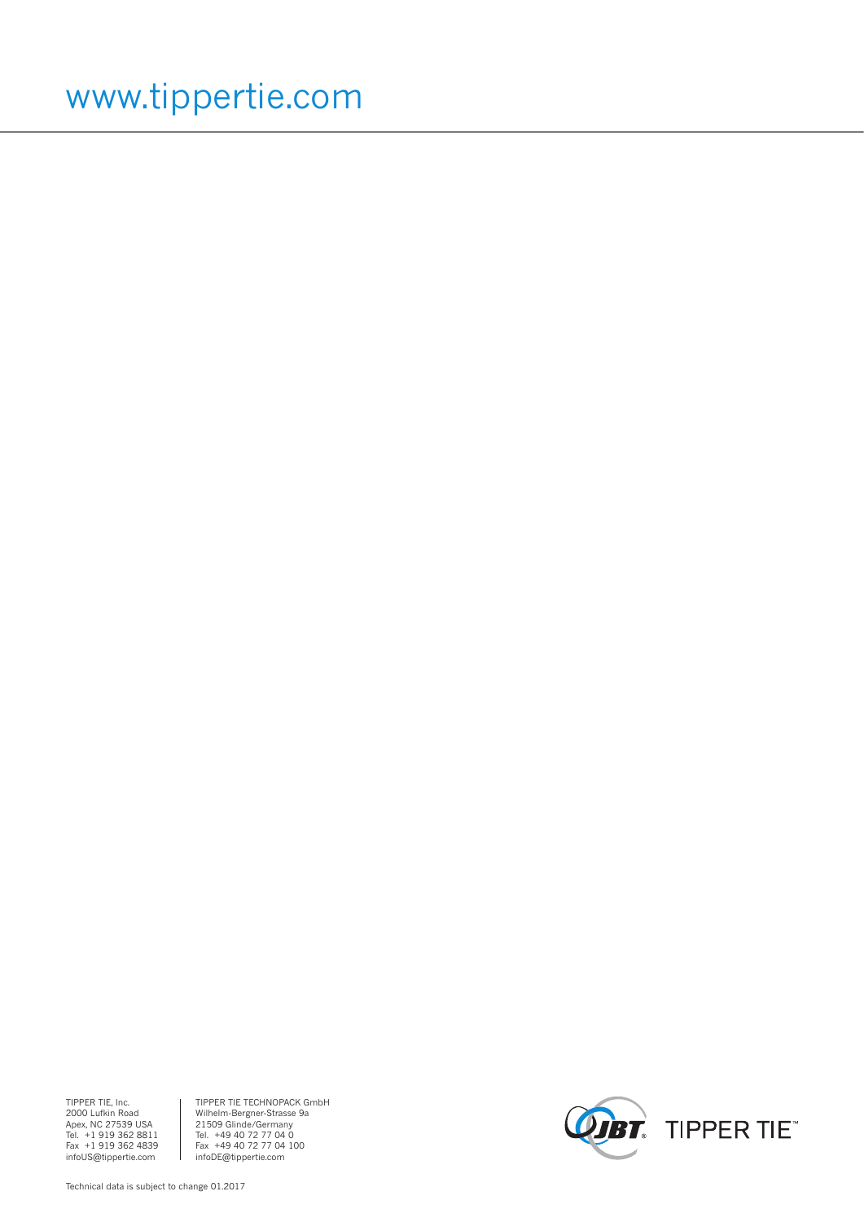www.tippertie.com

TIPPER TIE, Inc.
2000 Lufkin Road
Apex, NC 27539 USA
Tel. +1 919 362 8811
Fax +1 919 362 4839
infoUS@tippertie.com

TIPPER TIE TECHNOPACK GmbH
Wilhelm-Bergner-Strasse 9a
21509 Glinde/Germany
Tel. +49 40 72 77 04 0
Fax +49 40 72 77 04 100
infoDE@tippertie.com

JBT® TIPPER TIE™

Technical data is subject to change 01.2017